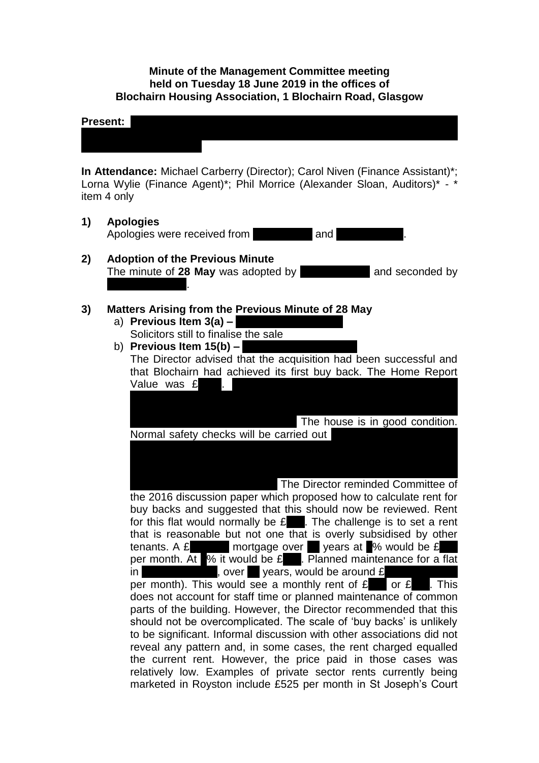**Minute of the Management Committee meeting held on Tuesday 18 June 2019 in the offices of Blochairn Housing Association, 1 Blochairn Road, Glasgow**

**Present:**

**In Attendance:** Michael Carberry (Director); Carol Niven (Finance Assistant)*; Lorna Wylie (Finance Agent)*; Phil Morrice (Alexander Sloan, Auditors)* - * item 4 only

1) **Apologies**
   Apologies were received from and .

2) **Adoption of the Previous Minute**
   The minute of **28 May** was adopted by and seconded by .

3) **Matters Arising from the Previous Minute of 28 May**
   a) **Previous Item 3(a) –**
      Solicitors still to finalise the sale
   b) **Previous Item 15(b) –**
      The Director advised that the acquisition had been successful and that Blochairn had achieved its first buy back. The Home Report Value was £ . The house is in good condition. Normal safety checks will be carried out The Director reminded Committee of the 2016 discussion paper which proposed how to calculate rent for buy backs and suggested that this should now be reviewed. Rent for this flat would normally be £ . The challenge is to set a rent that is reasonable but not one that is overly subsidised by other tenants. A £ mortgage over years at % would be £ per month. At % it would be £ . Planned maintenance for a flat in , over years, would be around £ per month). This would see a monthly rent of £ or £ . This does not account for staff time or planned maintenance of common parts of the building. However, the Director recommended that this should not be overcomplicated. The scale of 'buy backs' is unlikely to be significant. Informal discussion with other associations did not reveal any pattern and, in some cases, the rent charged equalled the current rent. However, the price paid in those cases was relatively low. Examples of private sector rents currently being marketed in Royston include £525 per month in St Joseph's Court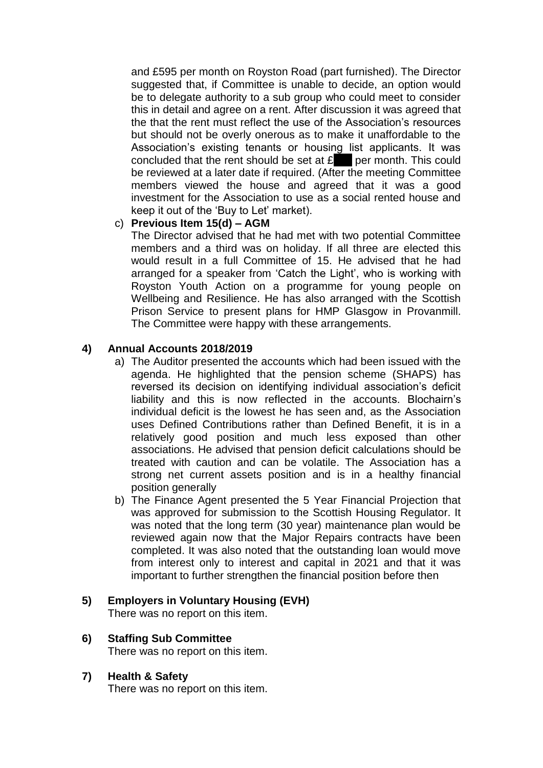and £595 per month on Royston Road (part furnished). The Director suggested that, if Committee is unable to decide, an option would be to delegate authority to a sub group who could meet to consider this in detail and agree on a rent. After discussion it was agreed that the that the rent must reflect the use of the Association's resources but should not be overly onerous as to make it unaffordable to the Association's existing tenants or housing list applicants. It was concluded that the rent should be set at £ per month. This could be reviewed at a later date if required. (After the meeting Committee members viewed the house and agreed that it was a good investment for the Association to use as a social rented house and keep it out of the 'Buy to Let' market).

c) **Previous Item 15(d) – AGM**
   The Director advised that he had met with two potential Committee members and a third was on holiday. If all three are elected this would result in a full Committee of 15. He advised that he had arranged for a speaker from 'Catch the Light', who is working with Royston Youth Action on a programme for young people on Wellbeing and Resilience. He has also arranged with the Scottish Prison Service to present plans for HMP Glasgow in Provanmill. The Committee were happy with these arrangements.

## 4) Annual Accounts 2018/2019

a) The Auditor presented the accounts which had been issued with the agenda. He highlighted that the pension scheme (SHAPS) has reversed its decision on identifying individual association's deficit liability and this is now reflected in the accounts. Blochairn's individual deficit is the lowest he has seen and, as the Association uses Defined Contributions rather than Defined Benefit, it is in a relatively good position and much less exposed than other associations. He advised that pension deficit calculations should be treated with caution and can be volatile. The Association has a strong net current assets position and is in a healthy financial position generally

b) The Finance Agent presented the 5 Year Financial Projection that was approved for submission to the Scottish Housing Regulator. It was noted that the long term (30 year) maintenance plan would be reviewed again now that the Major Repairs contracts have been completed. It was also noted that the outstanding loan would move from interest only to interest and capital in 2021 and that it was important to further strengthen the financial position before then

## 5) Employers in Voluntary Housing (EVH)

There was no report on this item.

## 6) Staffing Sub Committee

There was no report on this item.

## 7) Health & Safety

There was no report on this item.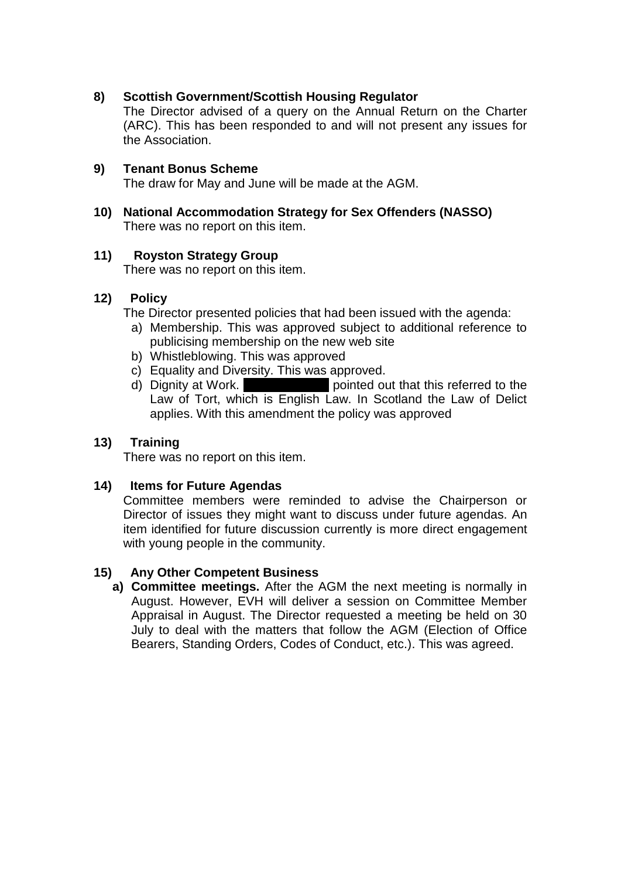**8) Scottish Government/Scottish Housing Regulator**

The Director advised of a query on the Annual Return on the Charter (ARC). This has been responded to and will not present any issues for the Association.

**9) Tenant Bonus Scheme**

The draw for May and June will be made at the AGM.

**10) National Accommodation Strategy for Sex Offenders (NASSO)**

There was no report on this item.

**11) Royston Strategy Group**

There was no report on this item.

**12) Policy**

The Director presented policies that had been issued with the agenda:

a) Membership. This was approved subject to additional reference to publicising membership on the new web site
b) Whistleblowing. This was approved
c) Equality and Diversity. This was approved.
d) Dignity at Work. ██████████ pointed out that this referred to the Law of Tort, which is English Law. In Scotland the Law of Delict applies. With this amendment the policy was approved

**13) Training**

There was no report on this item.

**14) Items for Future Agendas**

Committee members were reminded to advise the Chairperson or Director of issues they might want to discuss under future agendas. An item identified for future discussion currently is more direct engagement with young people in the community.

**15) Any Other Competent Business**

a) **Committee meetings.** After the AGM the next meeting is normally in August. However, EVH will deliver a session on Committee Member Appraisal in August. The Director requested a meeting be held on 30 July to deal with the matters that follow the AGM (Election of Office Bearers, Standing Orders, Codes of Conduct, etc.). This was agreed.